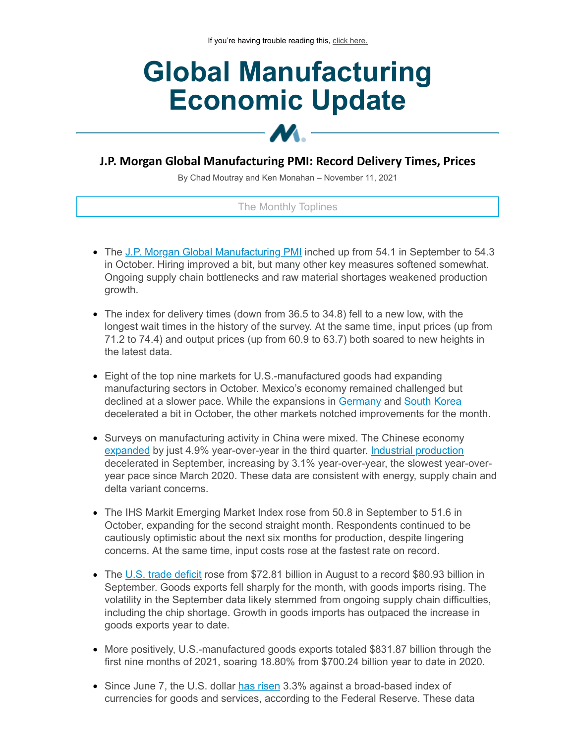If you're having trouble reading this, click here.

# Global Manufacturing Economic Update

## J.P. Morgan Global Manufacturing PMI: Record Delivery Times, Prices

By Chad Moutray and Ken Monahan – November 11, 2021

The Monthly Toplines

- The J.P. Morgan Global Manufacturing PMI inched up from 54.1 in September to 54.3 in October. Hiring improved a bit, but many other key measures softened somewhat. Ongoing supply chain bottlenecks and raw material shortages weakened production growth.
- The index for delivery times (down from 36.5 to 34.8) fell to a new low, with the longest wait times in the history of the survey. At the same time, input prices (up from 71.2 to 74.4) and output prices (up from 60.9 to 63.7) both soared to new heights in the latest data.
- Eight of the top nine markets for U.S.-manufactured goods had expanding manufacturing sectors in October. Mexico's economy remained challenged but declined at a slower pace. While the expansions in Germany and South Korea decelerated a bit in October, the other markets notched improvements for the month.
- Surveys on manufacturing activity in China were mixed. The Chinese economy expanded by just 4.9% year-over-year in the third quarter. Industrial production decelerated in September, increasing by 3.1% year-over-year, the slowest year-over-year pace since March 2020. These data are consistent with energy, supply chain and delta variant concerns.
- The IHS Markit Emerging Market Index rose from 50.8 in September to 51.6 in October, expanding for the second straight month. Respondents continued to be cautiously optimistic about the next six months for production, despite lingering concerns. At the same time, input costs rose at the fastest rate on record.
- The U.S. trade deficit rose from $72.81 billion in August to a record $80.93 billion in September. Goods exports fell sharply for the month, with goods imports rising. The volatility in the September data likely stemmed from ongoing supply chain difficulties, including the chip shortage. Growth in goods imports has outpaced the increase in goods exports year to date.
- More positively, U.S.-manufactured goods exports totaled $831.87 billion through the first nine months of 2021, soaring 18.80% from $700.24 billion year to date in 2020.
- Since June 7, the U.S. dollar has risen 3.3% against a broad-based index of currencies for goods and services, according to the Federal Reserve. These data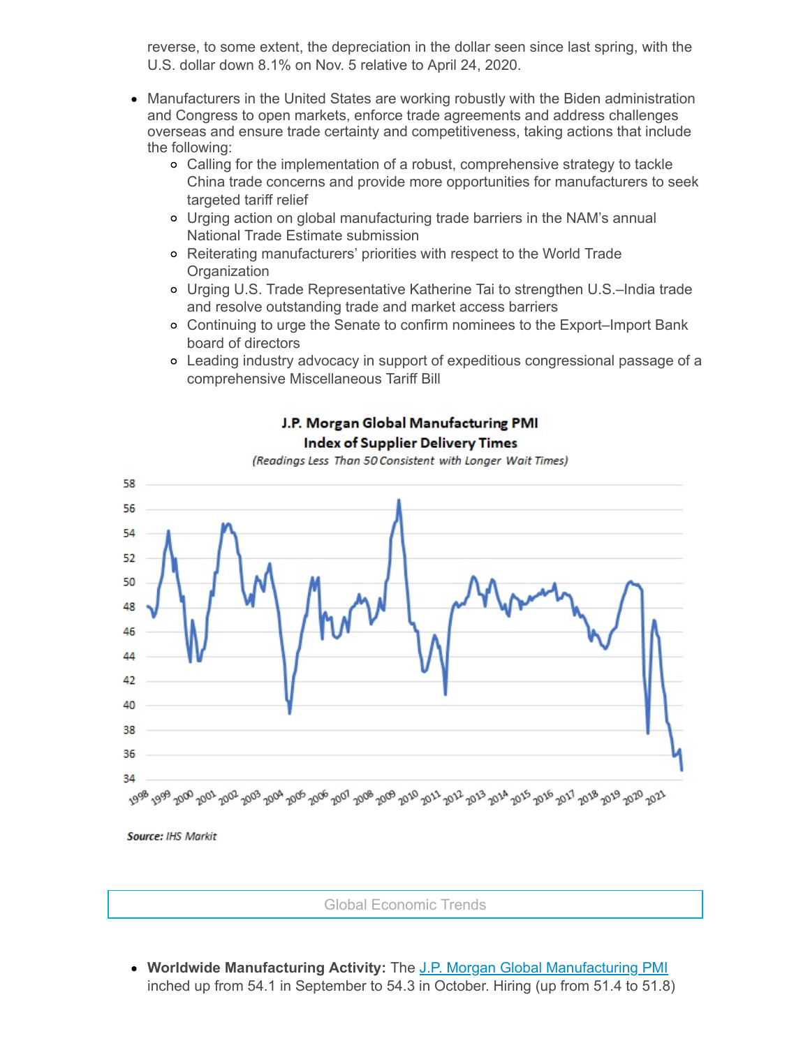reverse, to some extent, the depreciation in the dollar seen since last spring, with the U.S. dollar down 8.1% on Nov. 5 relative to April 24, 2020.

- Manufacturers in the United States are working robustly with the Biden administration and Congress to open markets, enforce trade agreements and address challenges overseas and ensure trade certainty and competitiveness, taking actions that include the following:
  - Calling for the implementation of a robust, comprehensive strategy to tackle China trade concerns and provide more opportunities for manufacturers to seek targeted tariff relief
  - Urging action on global manufacturing trade barriers in the NAM's annual National Trade Estimate submission
  - Reiterating manufacturers' priorities with respect to the World Trade Organization
  - Urging U.S. Trade Representative Katherine Tai to strengthen U.S.–India trade and resolve outstanding trade and market access barriers
  - Continuing to urge the Senate to confirm nominees to the Export–Import Bank board of directors
  - Leading industry advocacy in support of expeditious congressional passage of a comprehensive Miscellaneous Tariff Bill

**J.P. Morgan Global Manufacturing PMI**
**Index of Supplier Delivery Times**
*(Readings Less Than 50 Consistent with Longer Wait Times)*

***Source:*** *IHS Markit*

Global Economic Trends

- **Worldwide Manufacturing Activity:** The [J.P. Morgan Global Manufacturing PMI](#) inched up from 54.1 in September to 54.3 in October. Hiring (up from 51.4 to 51.8)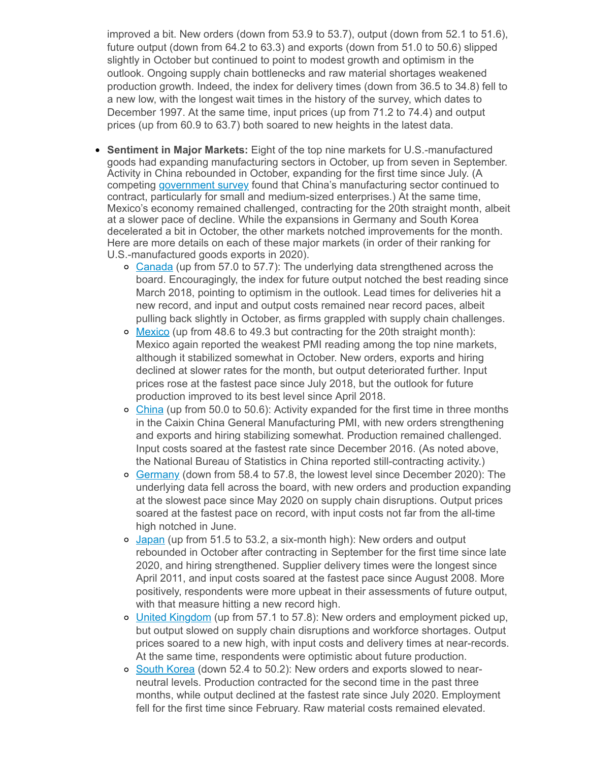improved a bit. New orders (down from 53.9 to 53.7), output (down from 52.1 to 51.6), future output (down from 64.2 to 63.3) and exports (down from 51.0 to 50.6) slipped slightly in October but continued to point to modest growth and optimism in the outlook. Ongoing supply chain bottlenecks and raw material shortages weakened production growth. Indeed, the index for delivery times (down from 36.5 to 34.8) fell to a new low, with the longest wait times in the history of the survey, which dates to December 1997. At the same time, input prices (up from 71.2 to 74.4) and output prices (up from 60.9 to 63.7) both soared to new heights in the latest data.

- **Sentiment in Major Markets:** Eight of the top nine markets for U.S.-manufactured goods had expanding manufacturing sectors in October, up from seven in September. Activity in China rebounded in October, expanding for the first time since July. (A competing government survey found that China's manufacturing sector continued to contract, particularly for small and medium-sized enterprises.) At the same time, Mexico's economy remained challenged, contracting for the 20th straight month, albeit at a slower pace of decline. While the expansions in Germany and South Korea decelerated a bit in October, the other markets notched improvements for the month. Here are more details on each of these major markets (in order of their ranking for U.S.-manufactured goods exports in 2020).
    - Canada (up from 57.0 to 57.7): The underlying data strengthened across the board. Encouragingly, the index for future output notched the best reading since March 2018, pointing to optimism in the outlook. Lead times for deliveries hit a new record, and input and output costs remained near record paces, albeit pulling back slightly in October, as firms grappled with supply chain challenges.
    - Mexico (up from 48.6 to 49.3 but contracting for the 20th straight month): Mexico again reported the weakest PMI reading among the top nine markets, although it stabilized somewhat in October. New orders, exports and hiring declined at slower rates for the month, but output deteriorated further. Input prices rose at the fastest pace since July 2018, but the outlook for future production improved to its best level since April 2018.
    - China (up from 50.0 to 50.6): Activity expanded for the first time in three months in the Caixin China General Manufacturing PMI, with new orders strengthening and exports and hiring stabilizing somewhat. Production remained challenged. Input costs soared at the fastest rate since December 2016. (As noted above, the National Bureau of Statistics in China reported still-contracting activity.)
    - Germany (down from 58.4 to 57.8, the lowest level since December 2020): The underlying data fell across the board, with new orders and production expanding at the slowest pace since May 2020 on supply chain disruptions. Output prices soared at the fastest pace on record, with input costs not far from the all-time high notched in June.
    - Japan (up from 51.5 to 53.2, a six-month high): New orders and output rebounded in October after contracting in September for the first time since late 2020, and hiring strengthened. Supplier delivery times were the longest since April 2011, and input costs soared at the fastest pace since August 2008. More positively, respondents were more upbeat in their assessments of future output, with that measure hitting a new record high.
    - United Kingdom (up from 57.1 to 57.8): New orders and employment picked up, but output slowed on supply chain disruptions and workforce shortages. Output prices soared to a new high, with input costs and delivery times at near-records. At the same time, respondents were optimistic about future production.
    - South Korea (down 52.4 to 50.2): New orders and exports slowed to near-neutral levels. Production contracted for the second time in the past three months, while output declined at the fastest rate since July 2020. Employment fell for the first time since February. Raw material costs remained elevated.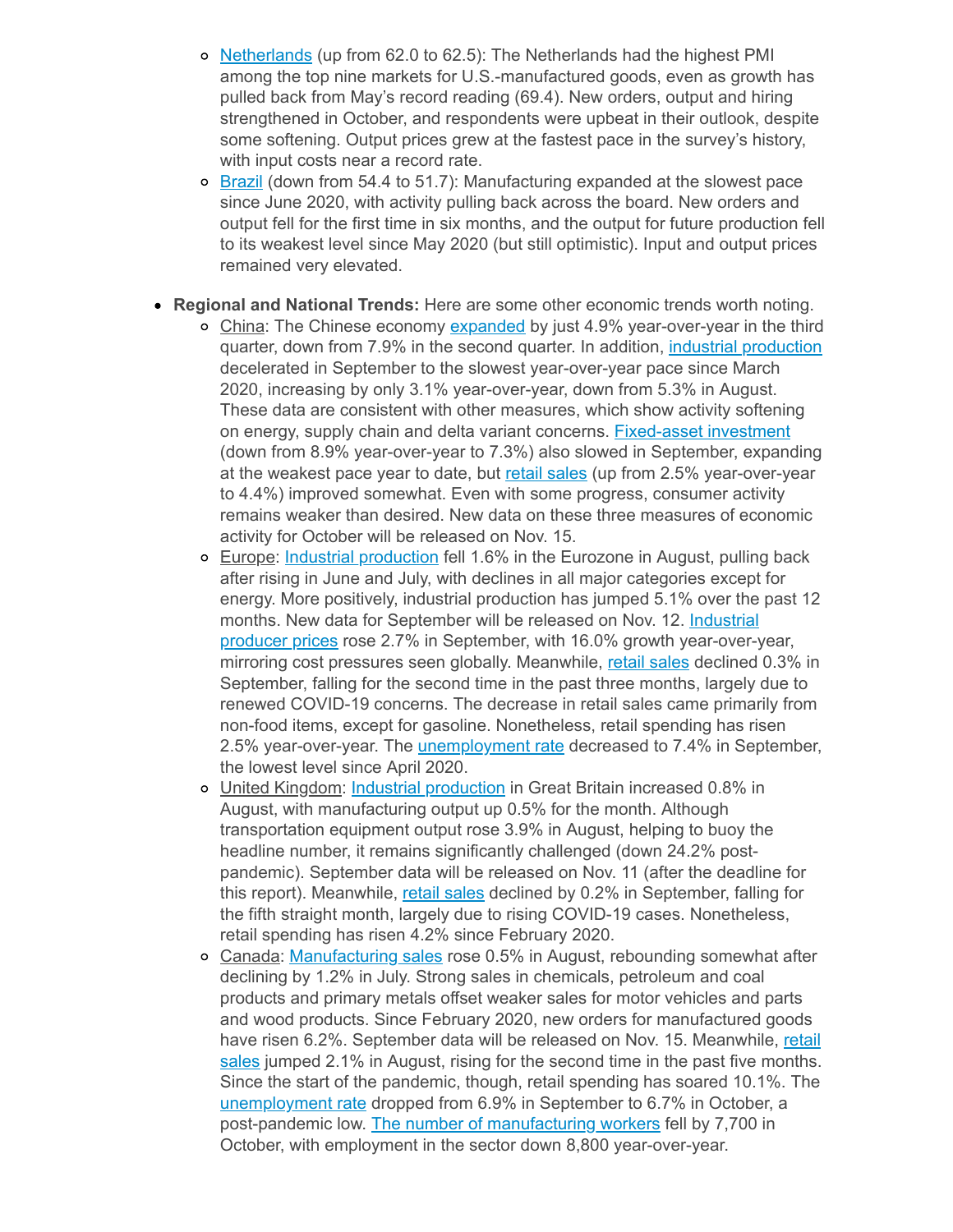- Netherlands (up from 62.0 to 62.5): The Netherlands had the highest PMI among the top nine markets for U.S.-manufactured goods, even as growth has pulled back from May's record reading (69.4). New orders, output and hiring strengthened in October, and respondents were upbeat in their outlook, despite some softening. Output prices grew at the fastest pace in the survey's history, with input costs near a record rate.
  - Brazil (down from 54.4 to 51.7): Manufacturing expanded at the slowest pace since June 2020, with activity pulling back across the board. New orders and output fell for the first time in six months, and the output for future production fell to its weakest level since May 2020 (but still optimistic). Input and output prices remained very elevated.

- **Regional and National Trends:** Here are some other economic trends worth noting.
  - China: The Chinese economy expanded by just 4.9% year-over-year in the third quarter, down from 7.9% in the second quarter. In addition, industrial production decelerated in September to the slowest year-over-year pace since March 2020, increasing by only 3.1% year-over-year, down from 5.3% in August. These data are consistent with other measures, which show activity softening on energy, supply chain and delta variant concerns. Fixed-asset investment (down from 8.9% year-over-year to 7.3%) also slowed in September, expanding at the weakest pace year to date, but retail sales (up from 2.5% year-over-year to 4.4%) improved somewhat. Even with some progress, consumer activity remains weaker than desired. New data on these three measures of economic activity for October will be released on Nov. 15.
  - Europe: Industrial production fell 1.6% in the Eurozone in August, pulling back after rising in June and July, with declines in all major categories except for energy. More positively, industrial production has jumped 5.1% over the past 12 months. New data for September will be released on Nov. 12. Industrial producer prices rose 2.7% in September, with 16.0% growth year-over-year, mirroring cost pressures seen globally. Meanwhile, retail sales declined 0.3% in September, falling for the second time in the past three months, largely due to renewed COVID-19 concerns. The decrease in retail sales came primarily from non-food items, except for gasoline. Nonetheless, retail spending has risen 2.5% year-over-year. The unemployment rate decreased to 7.4% in September, the lowest level since April 2020.
  - United Kingdom: Industrial production in Great Britain increased 0.8% in August, with manufacturing output up 0.5% for the month. Although transportation equipment output rose 3.9% in August, helping to buoy the headline number, it remains significantly challenged (down 24.2% post-pandemic). September data will be released on Nov. 11 (after the deadline for this report). Meanwhile, retail sales declined by 0.2% in September, falling for the fifth straight month, largely due to rising COVID-19 cases. Nonetheless, retail spending has risen 4.2% since February 2020.
  - Canada: Manufacturing sales rose 0.5% in August, rebounding somewhat after declining by 1.2% in July. Strong sales in chemicals, petroleum and coal products and primary metals offset weaker sales for motor vehicles and parts and wood products. Since February 2020, new orders for manufactured goods have risen 6.2%. September data will be released on Nov. 15. Meanwhile, retail sales jumped 2.1% in August, rising for the second time in the past five months. Since the start of the pandemic, though, retail spending has soared 10.1%. The unemployment rate dropped from 6.9% in September to 6.7% in October, a post-pandemic low. The number of manufacturing workers fell by 7,700 in October, with employment in the sector down 8,800 year-over-year.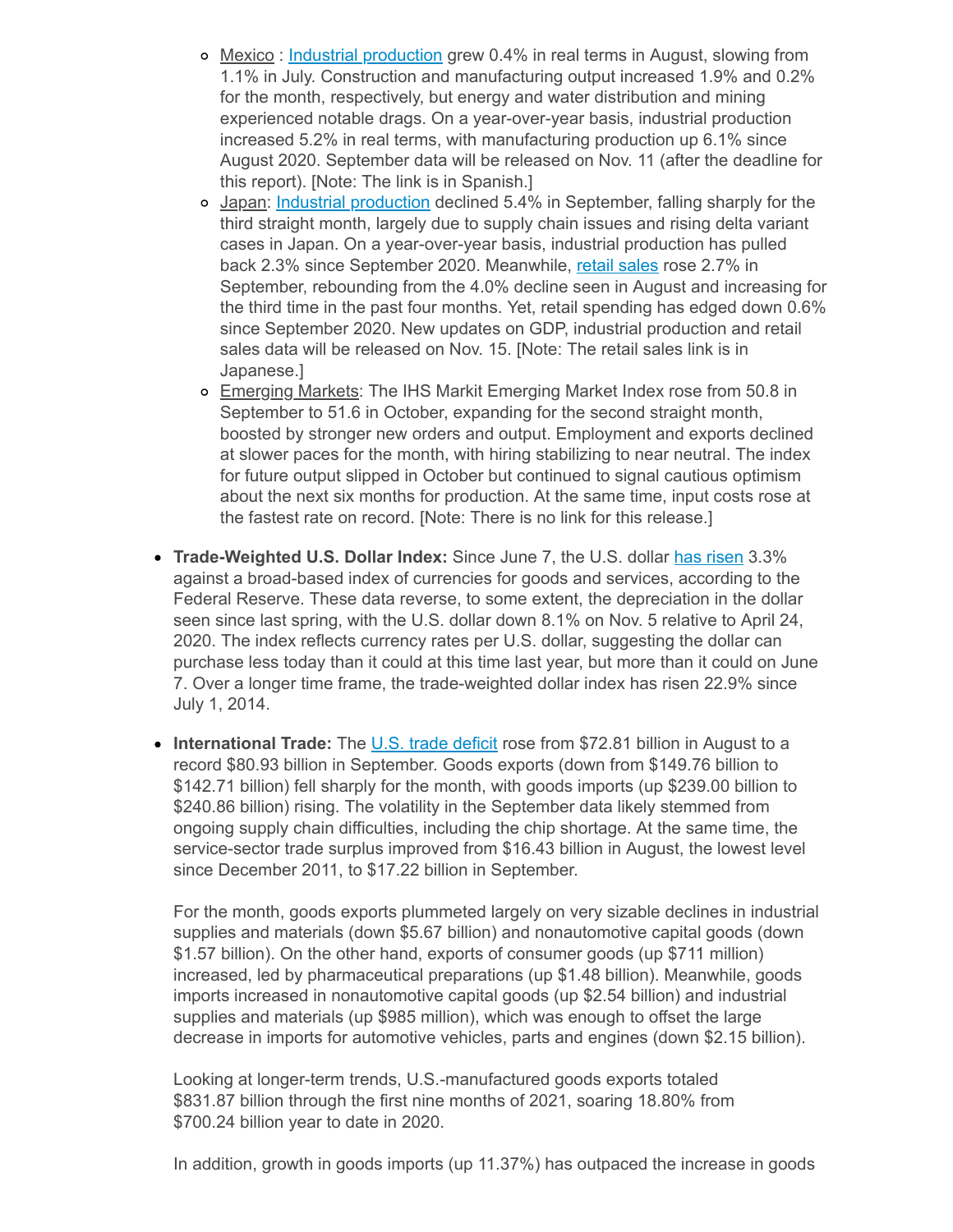- Mexico : Industrial production grew 0.4% in real terms in August, slowing from 1.1% in July. Construction and manufacturing output increased 1.9% and 0.2% for the month, respectively, but energy and water distribution and mining experienced notable drags. On a year-over-year basis, industrial production increased 5.2% in real terms, with manufacturing production up 6.1% since August 2020. September data will be released on Nov. 11 (after the deadline for this report). [Note: The link is in Spanish.]
   - Japan: Industrial production declined 5.4% in September, falling sharply for the third straight month, largely due to supply chain issues and rising delta variant cases in Japan. On a year-over-year basis, industrial production has pulled back 2.3% since September 2020. Meanwhile, retail sales rose 2.7% in September, rebounding from the 4.0% decline seen in August and increasing for the third time in the past four months. Yet, retail spending has edged down 0.6% since September 2020. New updates on GDP, industrial production and retail sales data will be released on Nov. 15. [Note: The retail sales link is in Japanese.]
   - Emerging Markets: The IHS Markit Emerging Market Index rose from 50.8 in September to 51.6 in October, expanding for the second straight month, boosted by stronger new orders and output. Employment and exports declined at slower paces for the month, with hiring stabilizing to near neutral. The index for future output slipped in October but continued to signal cautious optimism about the next six months for production. At the same time, input costs rose at the fastest rate on record. [Note: There is no link for this release.]

- **Trade-Weighted U.S. Dollar Index:** Since June 7, the U.S. dollar has risen 3.3% against a broad-based index of currencies for goods and services, according to the Federal Reserve. These data reverse, to some extent, the depreciation in the dollar seen since last spring, with the U.S. dollar down 8.1% on Nov. 5 relative to April 24, 2020. The index reflects currency rates per U.S. dollar, suggesting the dollar can purchase less today than it could at this time last year, but more than it could on June 7. Over a longer time frame, the trade-weighted dollar index has risen 22.9% since July 1, 2014.

- **International Trade:** The U.S. trade deficit rose from $72.81 billion in August to a record $80.93 billion in September. Goods exports (down from $149.76 billion to $142.71 billion) fell sharply for the month, with goods imports (up $239.00 billion to $240.86 billion) rising. The volatility in the September data likely stemmed from ongoing supply chain difficulties, including the chip shortage. At the same time, the service-sector trade surplus improved from $16.43 billion in August, the lowest level since December 2011, to $17.22 billion in September.

  For the month, goods exports plummeted largely on very sizable declines in industrial supplies and materials (down $5.67 billion) and nonautomotive capital goods (down $1.57 billion). On the other hand, exports of consumer goods (up $711 million) increased, led by pharmaceutical preparations (up $1.48 billion). Meanwhile, goods imports increased in nonautomotive capital goods (up $2.54 billion) and industrial supplies and materials (up $985 million), which was enough to offset the large decrease in imports for automotive vehicles, parts and engines (down $2.15 billion).

  Looking at longer-term trends, U.S.-manufactured goods exports totaled $831.87 billion through the first nine months of 2021, soaring 18.80% from $700.24 billion year to date in 2020.

  In addition, growth in goods imports (up 11.37%) has outpaced the increase in goods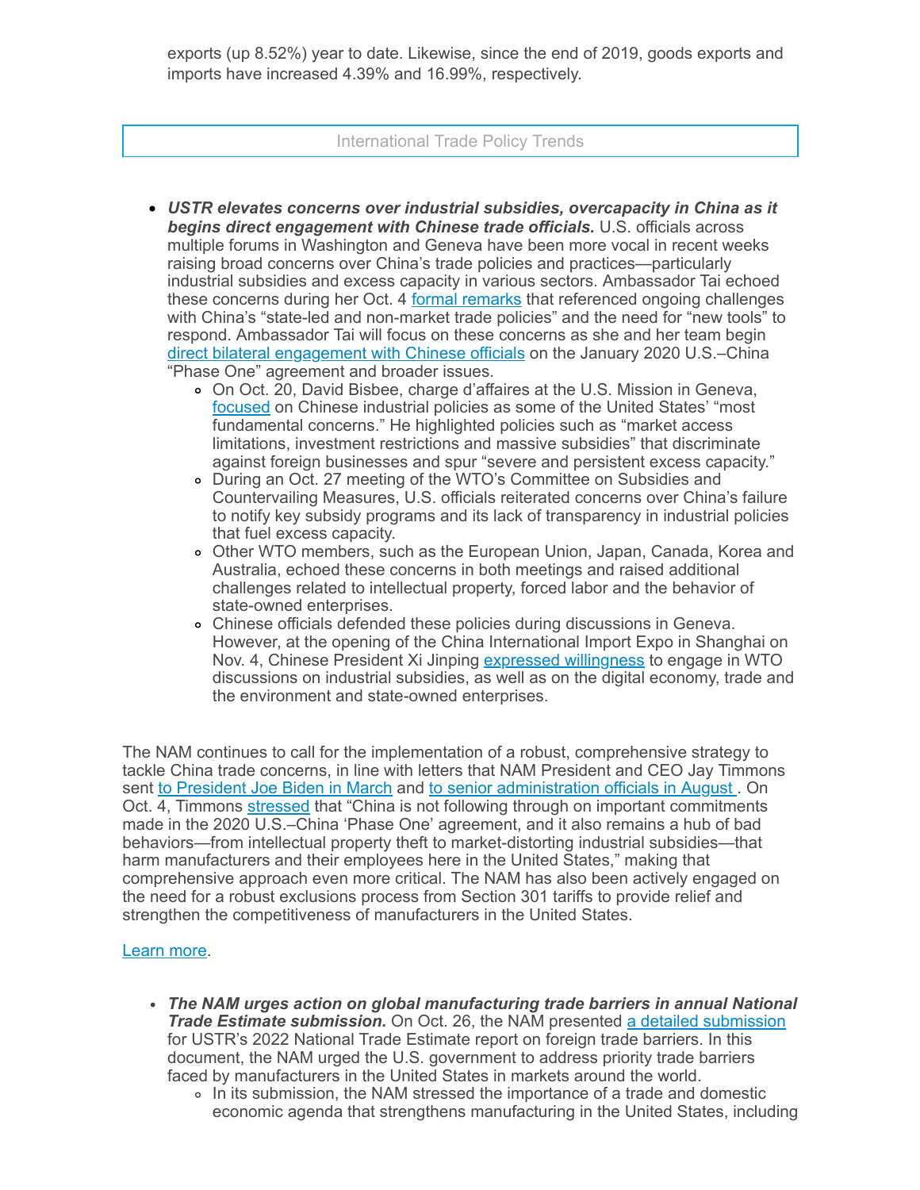exports (up 8.52%) year to date. Likewise, since the end of 2019, goods exports and imports have increased 4.39% and 16.99%, respectively.

## International Trade Policy Trends

- ***USTR elevates concerns over industrial subsidies, overcapacity in China as it begins direct engagement with Chinese trade officials.*** U.S. officials across multiple forums in Washington and Geneva have been more vocal in recent weeks raising broad concerns over China's trade policies and practices—particularly industrial subsidies and excess capacity in various sectors. Ambassador Tai echoed these concerns during her Oct. 4 formal remarks that referenced ongoing challenges with China's "state-led and non-market trade policies" and the need for "new tools" to respond. Ambassador Tai will focus on these concerns as she and her team begin direct bilateral engagement with Chinese officials on the January 2020 U.S.–China "Phase One" agreement and broader issues.
  - On Oct. 20, David Bisbee, charge d'affaires at the U.S. Mission in Geneva, focused on Chinese industrial policies as some of the United States' "most fundamental concerns." He highlighted policies such as "market access limitations, investment restrictions and massive subsidies" that discriminate against foreign businesses and spur "severe and persistent excess capacity."
  - During an Oct. 27 meeting of the WTO's Committee on Subsidies and Countervailing Measures, U.S. officials reiterated concerns over China's failure to notify key subsidy programs and its lack of transparency in industrial policies that fuel excess capacity.
  - Other WTO members, such as the European Union, Japan, Canada, Korea and Australia, echoed these concerns in both meetings and raised additional challenges related to intellectual property, forced labor and the behavior of state-owned enterprises.
  - Chinese officials defended these policies during discussions in Geneva. However, at the opening of the China International Import Expo in Shanghai on Nov. 4, Chinese President Xi Jinping expressed willingness to engage in WTO discussions on industrial subsidies, as well as on the digital economy, trade and the environment and state-owned enterprises.

The NAM continues to call for the implementation of a robust, comprehensive strategy to tackle China trade concerns, in line with letters that NAM President and CEO Jay Timmons sent to President Joe Biden in March and to senior administration officials in August . On Oct. 4, Timmons stressed that "China is not following through on important commitments made in the 2020 U.S.–China 'Phase One' agreement, and it also remains a hub of bad behaviors—from intellectual property theft to market-distorting industrial subsidies—that harm manufacturers and their employees here in the United States," making that comprehensive approach even more critical. The NAM has also been actively engaged on the need for a robust exclusions process from Section 301 tariffs to provide relief and strengthen the competitiveness of manufacturers in the United States.

Learn more.

- ***The NAM urges action on global manufacturing trade barriers in annual National Trade Estimate submission.*** On Oct. 26, the NAM presented a detailed submission for USTR's 2022 National Trade Estimate report on foreign trade barriers. In this document, the NAM urged the U.S. government to address priority trade barriers faced by manufacturers in the United States in markets around the world.
  - In its submission, the NAM stressed the importance of a trade and domestic economic agenda that strengthens manufacturing in the United States, including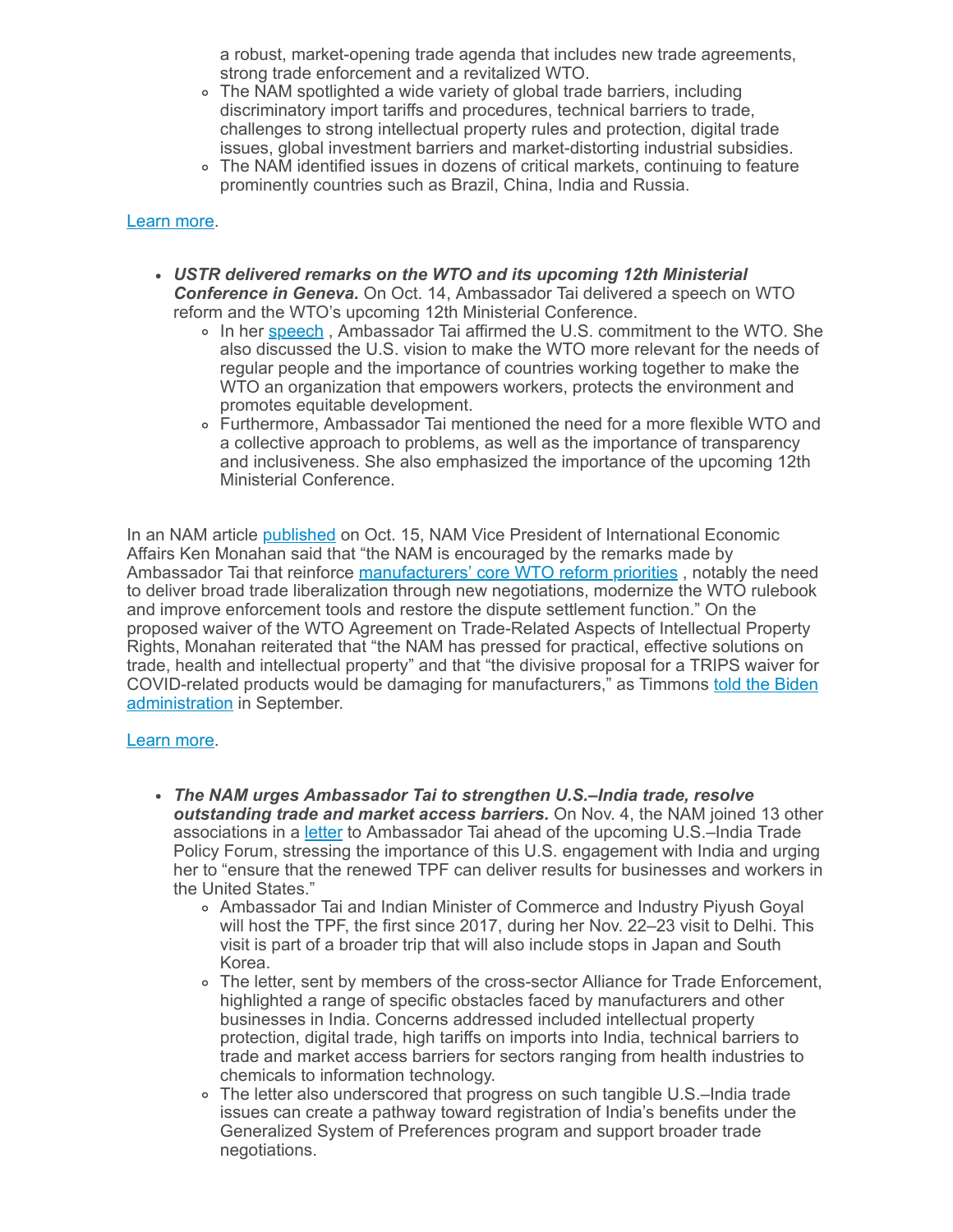- a robust, market-opening trade agenda that includes new trade agreements, strong trade enforcement and a revitalized WTO.
    - The NAM spotlighted a wide variety of global trade barriers, including discriminatory import tariffs and procedures, technical barriers to trade, challenges to strong intellectual property rules and protection, digital trade issues, global investment barriers and market-distorting industrial subsidies.
    - The NAM identified issues in dozens of critical markets, continuing to feature prominently countries such as Brazil, China, India and Russia.

Learn more.

- ***USTR delivered remarks on the WTO and its upcoming 12th Ministerial Conference in Geneva.*** On Oct. 14, Ambassador Tai delivered a speech on WTO reform and the WTO's upcoming 12th Ministerial Conference.
    - In her speech , Ambassador Tai affirmed the U.S. commitment to the WTO. She also discussed the U.S. vision to make the WTO more relevant for the needs of regular people and the importance of countries working together to make the WTO an organization that empowers workers, protects the environment and promotes equitable development.
    - Furthermore, Ambassador Tai mentioned the need for a more flexible WTO and a collective approach to problems, as well as the importance of transparency and inclusiveness. She also emphasized the importance of the upcoming 12th Ministerial Conference.

In an NAM article published on Oct. 15, NAM Vice President of International Economic Affairs Ken Monahan said that "the NAM is encouraged by the remarks made by Ambassador Tai that reinforce manufacturers' core WTO reform priorities , notably the need to deliver broad trade liberalization through new negotiations, modernize the WTO rulebook and improve enforcement tools and restore the dispute settlement function." On the proposed waiver of the WTO Agreement on Trade-Related Aspects of Intellectual Property Rights, Monahan reiterated that "the NAM has pressed for practical, effective solutions on trade, health and intellectual property" and that "the divisive proposal for a TRIPS waiver for COVID-related products would be damaging for manufacturers," as Timmons told the Biden administration in September.

Learn more.

- ***The NAM urges Ambassador Tai to strengthen U.S.–India trade, resolve outstanding trade and market access barriers.*** On Nov. 4, the NAM joined 13 other associations in a letter to Ambassador Tai ahead of the upcoming U.S.–India Trade Policy Forum, stressing the importance of this U.S. engagement with India and urging her to "ensure that the renewed TPF can deliver results for businesses and workers in the United States."
    - Ambassador Tai and Indian Minister of Commerce and Industry Piyush Goyal will host the TPF, the first since 2017, during her Nov. 22–23 visit to Delhi. This visit is part of a broader trip that will also include stops in Japan and South Korea.
    - The letter, sent by members of the cross-sector Alliance for Trade Enforcement, highlighted a range of specific obstacles faced by manufacturers and other businesses in India. Concerns addressed included intellectual property protection, digital trade, high tariffs on imports into India, technical barriers to trade and market access barriers for sectors ranging from health industries to chemicals to information technology.
    - The letter also underscored that progress on such tangible U.S.–India trade issues can create a pathway toward registration of India's benefits under the Generalized System of Preferences program and support broader trade negotiations.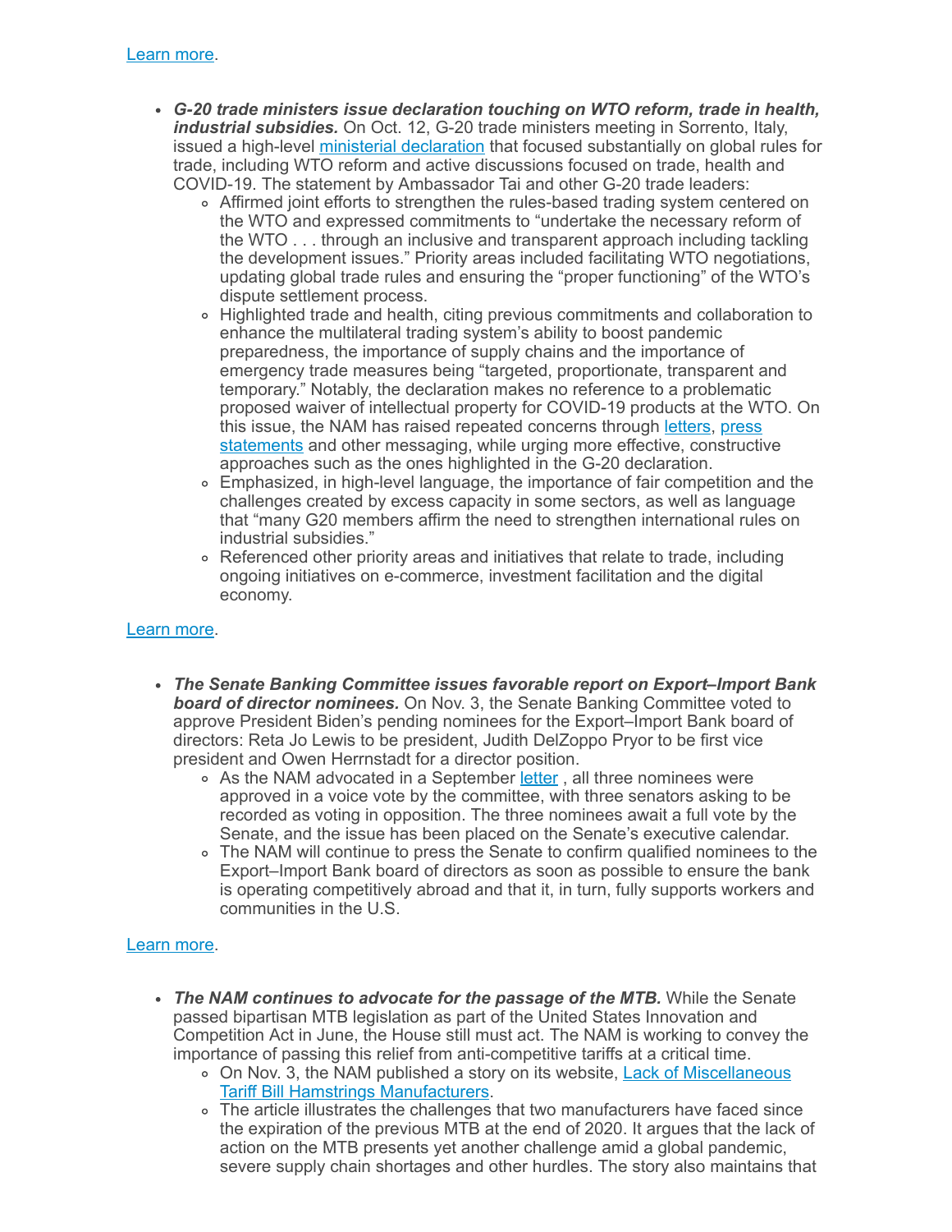Learn more.

- ***G-20 trade ministers issue declaration touching on WTO reform, trade in health, industrial subsidies.*** On Oct. 12, G-20 trade ministers meeting in Sorrento, Italy, issued a high-level ministerial declaration that focused substantially on global rules for trade, including WTO reform and active discussions focused on trade, health and COVID-19. The statement by Ambassador Tai and other G-20 trade leaders:
  - Affirmed joint efforts to strengthen the rules-based trading system centered on the WTO and expressed commitments to "undertake the necessary reform of the WTO . . . through an inclusive and transparent approach including tackling the development issues." Priority areas included facilitating WTO negotiations, updating global trade rules and ensuring the "proper functioning" of the WTO's dispute settlement process.
  - Highlighted trade and health, citing previous commitments and collaboration to enhance the multilateral trading system's ability to boost pandemic preparedness, the importance of supply chains and the importance of emergency trade measures being "targeted, proportionate, transparent and temporary." Notably, the declaration makes no reference to a problematic proposed waiver of intellectual property for COVID-19 products at the WTO. On this issue, the NAM has raised repeated concerns through letters, press statements and other messaging, while urging more effective, constructive approaches such as the ones highlighted in the G-20 declaration.
  - Emphasized, in high-level language, the importance of fair competition and the challenges created by excess capacity in some sectors, as well as language that "many G20 members affirm the need to strengthen international rules on industrial subsidies."
  - Referenced other priority areas and initiatives that relate to trade, including ongoing initiatives on e-commerce, investment facilitation and the digital economy.

Learn more.

- ***The Senate Banking Committee issues favorable report on Export–Import Bank board of director nominees.*** On Nov. 3, the Senate Banking Committee voted to approve President Biden's pending nominees for the Export–Import Bank board of directors: Reta Jo Lewis to be president, Judith DelZoppo Pryor to be first vice president and Owen Herrnstadt for a director position.
  - As the NAM advocated in a September letter , all three nominees were approved in a voice vote by the committee, with three senators asking to be recorded as voting in opposition. The three nominees await a full vote by the Senate, and the issue has been placed on the Senate's executive calendar.
  - The NAM will continue to press the Senate to confirm qualified nominees to the Export–Import Bank board of directors as soon as possible to ensure the bank is operating competitively abroad and that it, in turn, fully supports workers and communities in the U.S.

Learn more.

- ***The NAM continues to advocate for the passage of the MTB.*** While the Senate passed bipartisan MTB legislation as part of the United States Innovation and Competition Act in June, the House still must act. The NAM is working to convey the importance of passing this relief from anti-competitive tariffs at a critical time.
  - On Nov. 3, the NAM published a story on its website, Lack of Miscellaneous Tariff Bill Hamstrings Manufacturers.
  - The article illustrates the challenges that two manufacturers have faced since the expiration of the previous MTB at the end of 2020. It argues that the lack of action on the MTB presents yet another challenge amid a global pandemic, severe supply chain shortages and other hurdles. The story also maintains that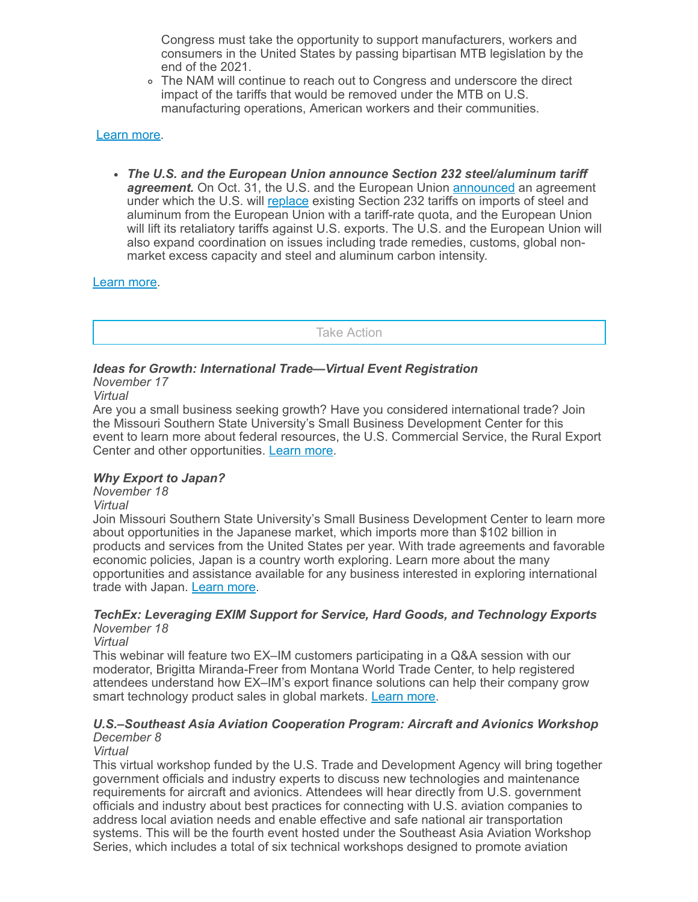Congress must take the opportunity to support manufacturers, workers and consumers in the United States by passing bipartisan MTB legislation by the end of the 2021.

  - The NAM will continue to reach out to Congress and underscore the direct impact of the tariffs that would be removed under the MTB on U.S. manufacturing operations, American workers and their communities.

Learn more.

- ***The U.S. and the European Union announce Section 232 steel/aluminum tariff agreement.*** On Oct. 31, the U.S. and the European Union announced an agreement under which the U.S. will replace existing Section 232 tariffs on imports of steel and aluminum from the European Union with a tariff-rate quota, and the European Union will lift its retaliatory tariffs against U.S. exports. The U.S. and the European Union will also expand coordination on issues including trade remedies, customs, global non-market excess capacity and steel and aluminum carbon intensity.

Learn more.

## Take Action

***Ideas for Growth: International Trade—Virtual Event Registration***
*November 17*
*Virtual*
Are you a small business seeking growth? Have you considered international trade? Join the Missouri Southern State University's Small Business Development Center for this event to learn more about federal resources, the U.S. Commercial Service, the Rural Export Center and other opportunities. Learn more.

***Why Export to Japan?***
*November 18*
*Virtual*
Join Missouri Southern State University's Small Business Development Center to learn more about opportunities in the Japanese market, which imports more than $102 billion in products and services from the United States per year. With trade agreements and favorable economic policies, Japan is a country worth exploring. Learn more about the many opportunities and assistance available for any business interested in exploring international trade with Japan. Learn more.

***TechEx: Leveraging EXIM Support for Service, Hard Goods, and Technology Exports***
*November 18*
*Virtual*
This webinar will feature two EX–IM customers participating in a Q&A session with our moderator, Brigitta Miranda-Freer from Montana World Trade Center, to help registered attendees understand how EX–IM's export finance solutions can help their company grow smart technology product sales in global markets. Learn more.

***U.S.–Southeast Asia Aviation Cooperation Program: Aircraft and Avionics Workshop***
*December 8*
*Virtual*
This virtual workshop funded by the U.S. Trade and Development Agency will bring together government officials and industry experts to discuss new technologies and maintenance requirements for aircraft and avionics. Attendees will hear directly from U.S. government officials and industry about best practices for connecting with U.S. aviation companies to address local aviation needs and enable effective and safe national air transportation systems. This will be the fourth event hosted under the Southeast Asia Aviation Workshop Series, which includes a total of six technical workshops designed to promote aviation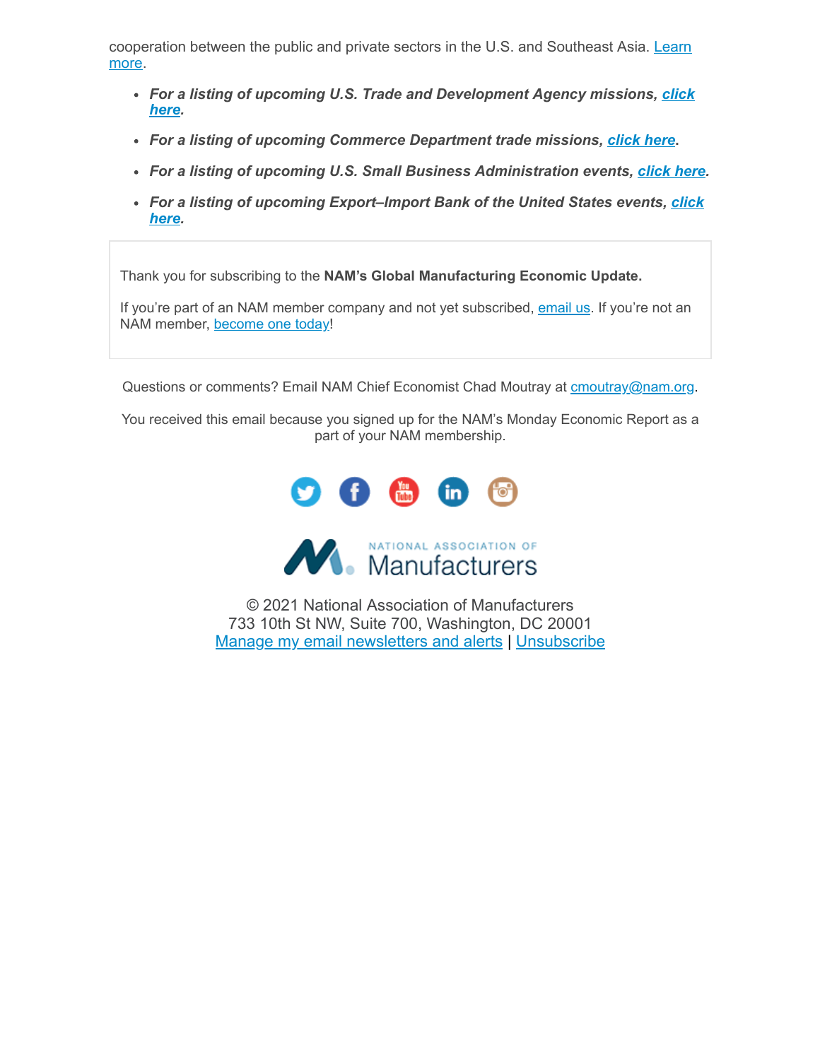cooperation between the public and private sectors in the U.S. and Southeast Asia. Learn more.

- ***For a listing of upcoming U.S. Trade and Development Agency missions, click here.***
- ***For a listing of upcoming Commerce Department trade missions, click here.***
- ***For a listing of upcoming U.S. Small Business Administration events, click here.***
- ***For a listing of upcoming Export–Import Bank of the United States events, click here.***

Thank you for subscribing to the **NAM's Global Manufacturing Economic Update.**

If you're part of an NAM member company and not yet subscribed, email us. If you're not an NAM member, become one today!

Questions or comments? Email NAM Chief Economist Chad Moutray at cmoutray@nam.org.

You received this email because you signed up for the NAM's Monday Economic Report as a part of your NAM membership.

National Association of Manufacturers

© 2021 National Association of Manufacturers
733 10th St NW, Suite 700, Washington, DC 20001
Manage my email newsletters and alerts | Unsubscribe